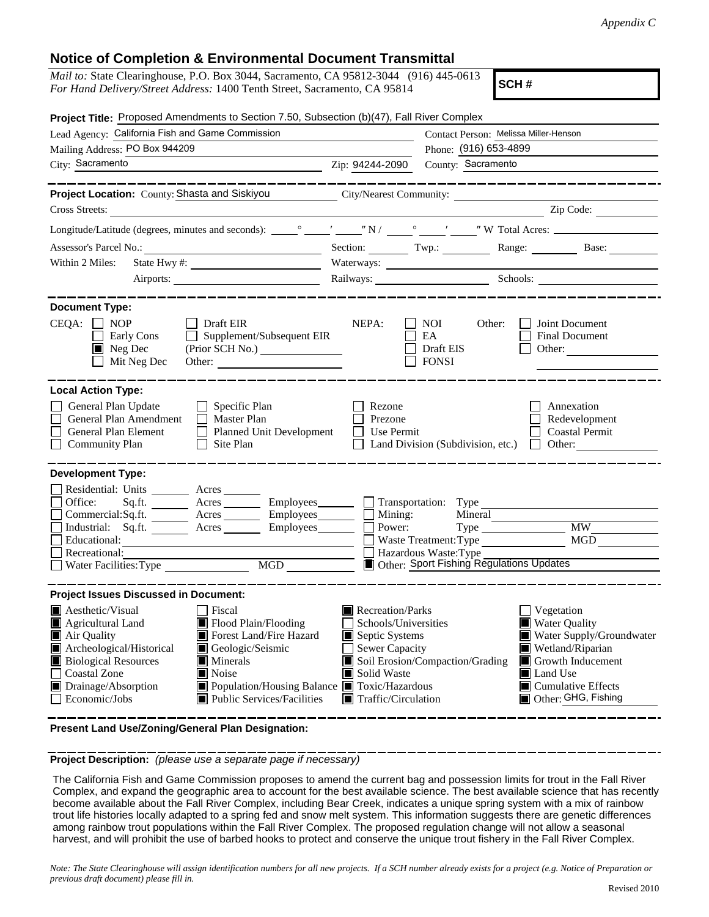*Appendix C*

## Notice of Completion & Environmental Document Transmittal

*Mail to:* State Clearinghouse, P.O. Box 3044, Sacramento, CA 95812-3044 (916) 445-0613
*For Hand Delivery/Street Address:* 1400 Tenth Street, Sacramento, CA 95814

**SCH #**

**Project Title:** Proposed Amendments to Section 7.50, Subsection (b)(47), Fall River Complex

Lead Agency: California Fish and Game Commission — Contact Person: Melissa Miller-Henson

Mailing Address: PO Box 944209 — Phone: (916) 653-4899

City: Sacramento — Zip: 94244-2090 — County: Sacramento

---

**Project Location:** County: Shasta and Siskiyou — City/Nearest Community:

Cross Streets: — Zip Code:

Longitude/Latitude (degrees, minutes and seconds): \_\_\_° \_\_\_′ \_\_\_″ N / \_\_\_° \_\_\_′ \_\_\_″ W Total Acres:

Assessor's Parcel No.: — Section: — Twp.: — Range: — Base:

Within 2 Miles: State Hwy #: — Waterways:

Airports: — Railways: — Schools:

---

**Document Type:**

CEQA: ☐ NOP ☐ Early Cons ■ Neg Dec ☐ Mit Neg Dec ☐ Draft EIR ☐ Supplement/Subsequent EIR (Prior SCH No.) \_\_\_ Other: \_\_\_

NEPA: ☐ NOI ☐ EA ☐ Draft EIS ☐ FONSI

Other: ☐ Joint Document ☐ Final Document ☐ Other: \_\_\_

---

**Local Action Type:**

☐ General Plan Update ☐ General Plan Amendment ☐ General Plan Element ☐ Community Plan ☐ Specific Plan ☐ Master Plan ☐ Planned Unit Development ☐ Site Plan ☐ Rezone ☐ Prezone ☐ Use Permit ☐ Land Division (Subdivision, etc.) ☐ Annexation ☐ Redevelopment ☐ Coastal Permit ☐ Other:

---

**Development Type:**

☐ Residential: Units \_\_\_ Acres \_\_\_
☐ Office: Sq.ft. \_\_\_ Acres \_\_\_ Employees \_\_\_
☐ Commercial: Sq.ft. \_\_\_ Acres \_\_\_ Employees \_\_\_
☐ Industrial: Sq.ft. \_\_\_ Acres \_\_\_ Employees \_\_\_
☐ Educational:
☐ Recreational:
☐ Water Facilities: Type \_\_\_ MGD \_\_\_
☐ Transportation: Type
☐ Mining: Mineral
☐ Power: Type \_\_\_ MW \_\_\_
☐ Waste Treatment: Type \_\_\_ MGD \_\_\_
☐ Hazardous Waste: Type
■ Other: Sport Fishing Regulations Updates

---

**Project Issues Discussed in Document:**

■ Aesthetic/Visual
■ Agricultural Land
■ Air Quality
■ Archeological/Historical
■ Biological Resources
☐ Coastal Zone
■ Drainage/Absorption
☐ Economic/Jobs
☐ Fiscal
■ Flood Plain/Flooding
■ Forest Land/Fire Hazard
■ Geologic/Seismic
■ Minerals
■ Noise
■ Population/Housing Balance
■ Public Services/Facilities
■ Recreation/Parks
☐ Schools/Universities
■ Septic Systems
☐ Sewer Capacity
■ Soil Erosion/Compaction/Grading
■ Solid Waste
■ Toxic/Hazardous
■ Traffic/Circulation
☐ Vegetation
■ Water Quality
■ Water Supply/Groundwater
■ Wetland/Riparian
■ Growth Inducement
■ Land Use
■ Cumulative Effects
■ Other: GHG, Fishing

---

**Present Land Use/Zoning/General Plan Designation:**

---

**Project Description:** *(please use a separate page if necessary)*

The California Fish and Game Commission proposes to amend the current bag and possession limits for trout in the Fall River Complex, and expand the geographic area to account for the best available science. The best available science that has recently become available about the Fall River Complex, including Bear Creek, indicates a unique spring system with a mix of rainbow trout life histories locally adapted to a spring fed and snow melt system. This information suggests there are genetic differences among rainbow trout populations within the Fall River Complex. The proposed regulation change will not allow a seasonal harvest, and will prohibit the use of barbed hooks to protect and conserve the unique trout fishery in the Fall River Complex.

*Note: The State Clearinghouse will assign identification numbers for all new projects. If a SCH number already exists for a project (e.g. Notice of Preparation or previous draft document) please fill in.*

Revised 2010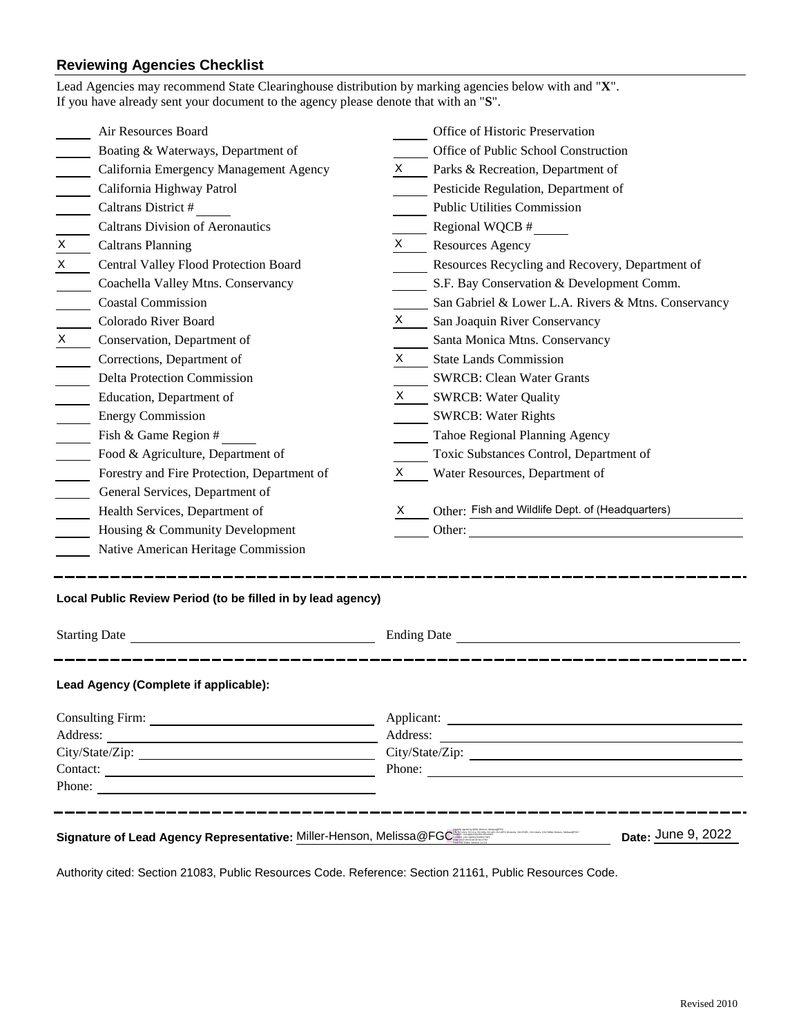## Reviewing Agencies Checklist

Lead Agencies may recommend State Clearinghouse distribution by marking agencies below with and "**X**".
If you have already sent your document to the agency please denote that with an "**S**".

| | | | |
|---|---|---|---|
| | Air Resources Board | | Office of Historic Preservation |
| | Boating & Waterways, Department of | | Office of Public School Construction |
| | California Emergency Management Agency | X | Parks & Recreation, Department of |
| | California Highway Patrol | | Pesticide Regulation, Department of |
| | Caltrans District # | | Public Utilities Commission |
| | Caltrans Division of Aeronautics | | Regional WQCB # |
| X | Caltrans Planning | X | Resources Agency |
| X | Central Valley Flood Protection Board | | Resources Recycling and Recovery, Department of |
| | Coachella Valley Mtns. Conservancy | | S.F. Bay Conservation & Development Comm. |
| | Coastal Commission | | San Gabriel & Lower L.A. Rivers & Mtns. Conservancy |
| | Colorado River Board | X | San Joaquin River Conservancy |
| X | Conservation, Department of | | Santa Monica Mtns. Conservancy |
| | Corrections, Department of | X | State Lands Commission |
| | Delta Protection Commission | | SWRCB: Clean Water Grants |
| | Education, Department of | X | SWRCB: Water Quality |
| | Energy Commission | | SWRCB: Water Rights |
| | Fish & Game Region # | | Tahoe Regional Planning Agency |
| | Food & Agriculture, Department of | | Toxic Substances Control, Department of |
| | Forestry and Fire Protection, Department of | X | Water Resources, Department of |
| | General Services, Department of | | |
| | Health Services, Department of | X | Other: Fish and Wildlife Dept. of (Headquarters) |
| | Housing & Community Development | | Other: |
| | Native American Heritage Commission | | |

**Local Public Review Period (to be filled in by lead agency)**

Starting Date ______________________ Ending Date ______________________

**Lead Agency (Complete if applicable):**

Consulting Firm: ______________________ Applicant: ______________________
Address: ______________________ Address: ______________________
City/State/Zip: ______________________ City/State/Zip: ______________________
Contact: ______________________ Phone: ______________________
Phone: ______________________

**Signature of Lead Agency Representative:** Miller-Henson, Melissa@FGC **Date:** June 9, 2022

Authority cited: Section 21083, Public Resources Code. Reference: Section 21161, Public Resources Code.

Revised 2010